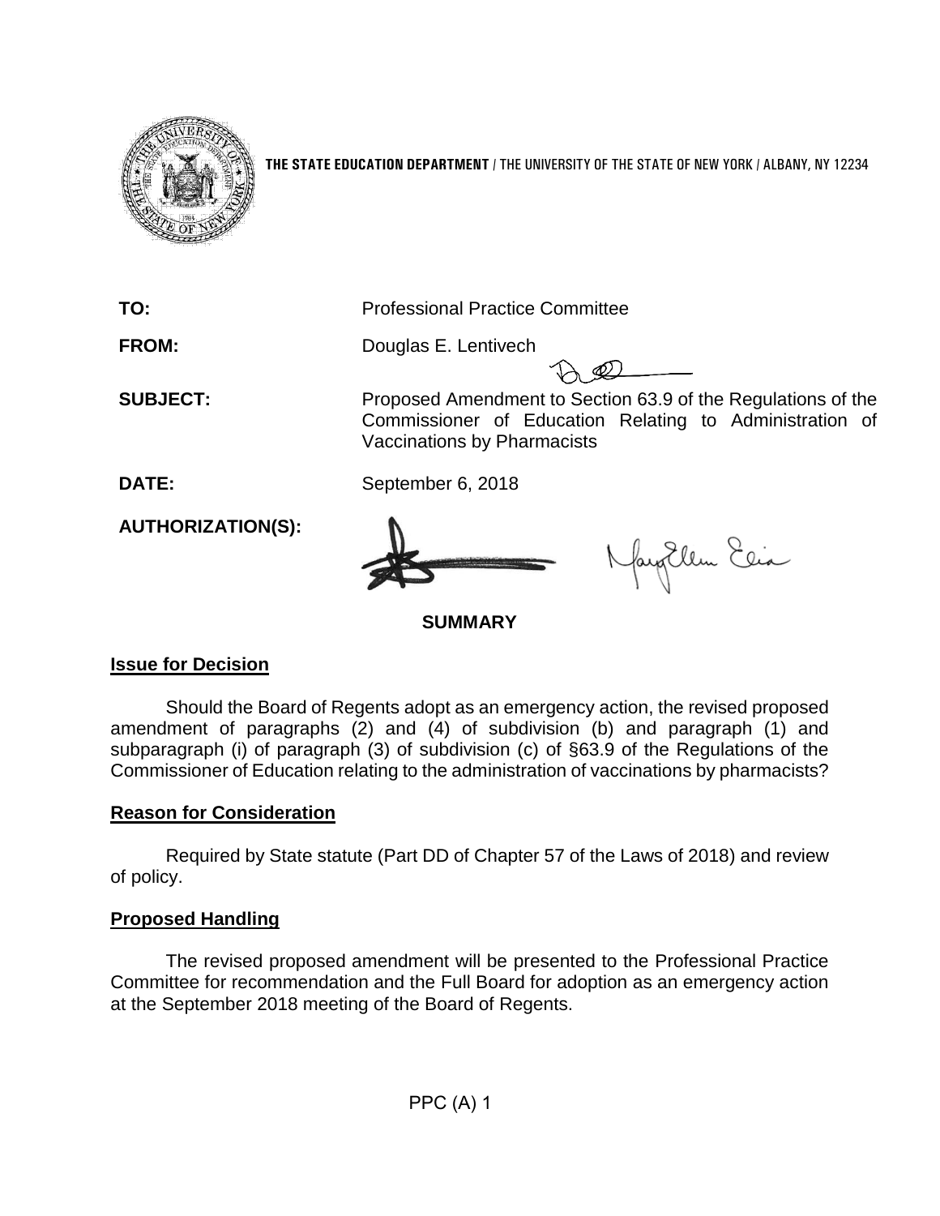**THE STATE EDUCATION DEPARTMENT** / THE UNIVERSITY OF THE STATE OF NEW YORK / ALBANY, NY 12234

**TO:** Professional Practice Committee

**FROM:** Douglas E. Lentivech

**SUBJECT:** Proposed Amendment to Section 63.9 of the Regulations of the Commissioner of Education Relating to Administration of Vaccinations by Pharmacists

**DATE:** September 6, 2018

**AUTHORIZATION(S):**

## SUMMARY

### Issue for Decision

Should the Board of Regents adopt as an emergency action, the revised proposed amendment of paragraphs (2) and (4) of subdivision (b) and paragraph (1) and subparagraph (i) of paragraph (3) of subdivision (c) of §63.9 of the Regulations of the Commissioner of Education relating to the administration of vaccinations by pharmacists?

### Reason for Consideration

Required by State statute (Part DD of Chapter 57 of the Laws of 2018) and review of policy.

### Proposed Handling

The revised proposed amendment will be presented to the Professional Practice Committee for recommendation and the Full Board for adoption as an emergency action at the September 2018 meeting of the Board of Regents.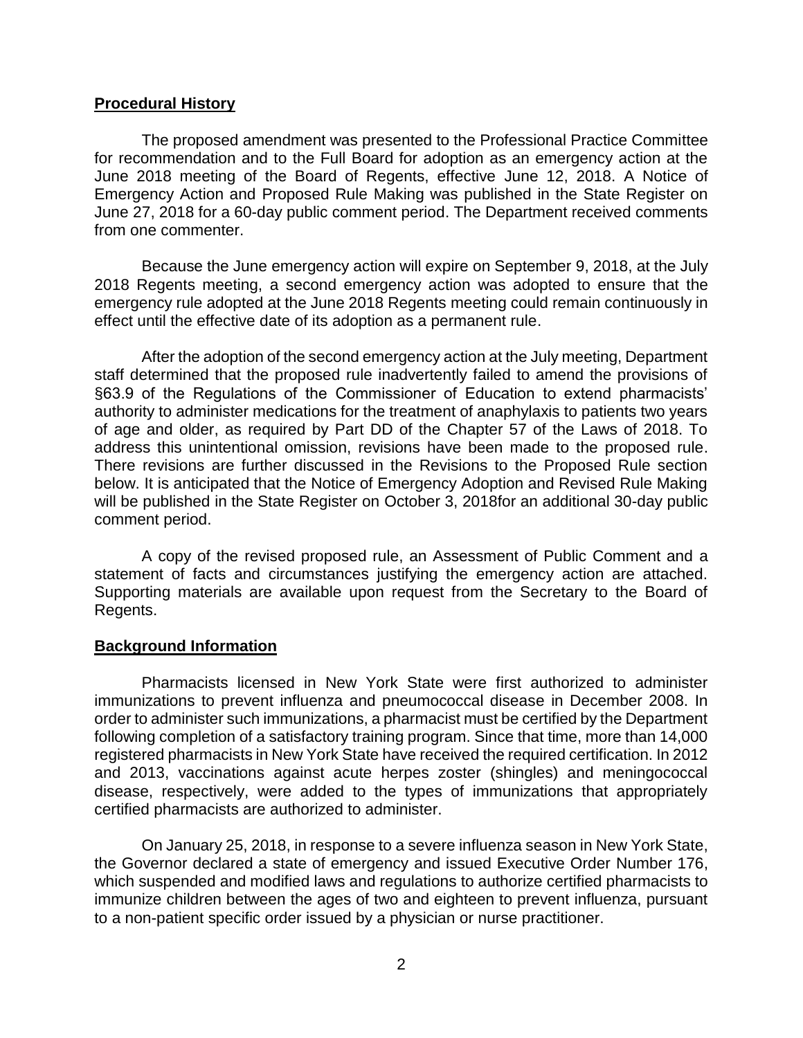## Procedural History

The proposed amendment was presented to the Professional Practice Committee for recommendation and to the Full Board for adoption as an emergency action at the June 2018 meeting of the Board of Regents, effective June 12, 2018. A Notice of Emergency Action and Proposed Rule Making was published in the State Register on June 27, 2018 for a 60-day public comment period. The Department received comments from one commenter.

Because the June emergency action will expire on September 9, 2018, at the July 2018 Regents meeting, a second emergency action was adopted to ensure that the emergency rule adopted at the June 2018 Regents meeting could remain continuously in effect until the effective date of its adoption as a permanent rule.

After the adoption of the second emergency action at the July meeting, Department staff determined that the proposed rule inadvertently failed to amend the provisions of §63.9 of the Regulations of the Commissioner of Education to extend pharmacists' authority to administer medications for the treatment of anaphylaxis to patients two years of age and older, as required by Part DD of the Chapter 57 of the Laws of 2018. To address this unintentional omission, revisions have been made to the proposed rule. There revisions are further discussed in the Revisions to the Proposed Rule section below. It is anticipated that the Notice of Emergency Adoption and Revised Rule Making will be published in the State Register on October 3, 2018for an additional 30-day public comment period.

A copy of the revised proposed rule, an Assessment of Public Comment and a statement of facts and circumstances justifying the emergency action are attached. Supporting materials are available upon request from the Secretary to the Board of Regents.

## Background Information

Pharmacists licensed in New York State were first authorized to administer immunizations to prevent influenza and pneumococcal disease in December 2008. In order to administer such immunizations, a pharmacist must be certified by the Department following completion of a satisfactory training program. Since that time, more than 14,000 registered pharmacists in New York State have received the required certification. In 2012 and 2013, vaccinations against acute herpes zoster (shingles) and meningococcal disease, respectively, were added to the types of immunizations that appropriately certified pharmacists are authorized to administer.

On January 25, 2018, in response to a severe influenza season in New York State, the Governor declared a state of emergency and issued Executive Order Number 176, which suspended and modified laws and regulations to authorize certified pharmacists to immunize children between the ages of two and eighteen to prevent influenza, pursuant to a non-patient specific order issued by a physician or nurse practitioner.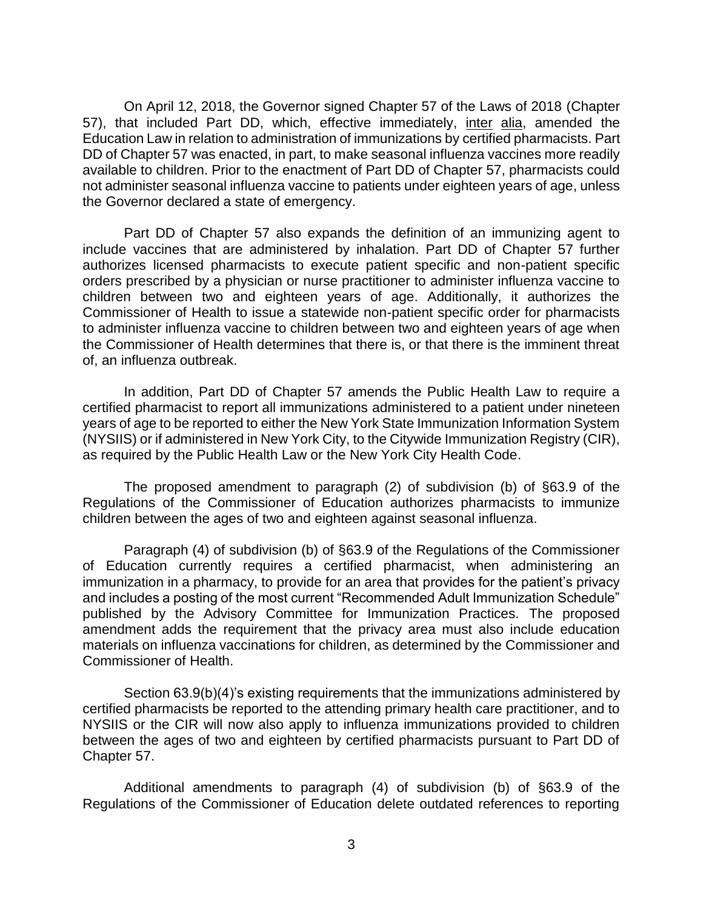On April 12, 2018, the Governor signed Chapter 57 of the Laws of 2018 (Chapter 57), that included Part DD, which, effective immediately, inter alia, amended the Education Law in relation to administration of immunizations by certified pharmacists. Part DD of Chapter 57 was enacted, in part, to make seasonal influenza vaccines more readily available to children. Prior to the enactment of Part DD of Chapter 57, pharmacists could not administer seasonal influenza vaccine to patients under eighteen years of age, unless the Governor declared a state of emergency.

Part DD of Chapter 57 also expands the definition of an immunizing agent to include vaccines that are administered by inhalation. Part DD of Chapter 57 further authorizes licensed pharmacists to execute patient specific and non-patient specific orders prescribed by a physician or nurse practitioner to administer influenza vaccine to children between two and eighteen years of age. Additionally, it authorizes the Commissioner of Health to issue a statewide non-patient specific order for pharmacists to administer influenza vaccine to children between two and eighteen years of age when the Commissioner of Health determines that there is, or that there is the imminent threat of, an influenza outbreak.

In addition, Part DD of Chapter 57 amends the Public Health Law to require a certified pharmacist to report all immunizations administered to a patient under nineteen years of age to be reported to either the New York State Immunization Information System (NYSIIS) or if administered in New York City, to the Citywide Immunization Registry (CIR), as required by the Public Health Law or the New York City Health Code.

The proposed amendment to paragraph (2) of subdivision (b) of §63.9 of the Regulations of the Commissioner of Education authorizes pharmacists to immunize children between the ages of two and eighteen against seasonal influenza.

Paragraph (4) of subdivision (b) of §63.9 of the Regulations of the Commissioner of Education currently requires a certified pharmacist, when administering an immunization in a pharmacy, to provide for an area that provides for the patient's privacy and includes a posting of the most current "Recommended Adult Immunization Schedule" published by the Advisory Committee for Immunization Practices. The proposed amendment adds the requirement that the privacy area must also include education materials on influenza vaccinations for children, as determined by the Commissioner and Commissioner of Health.

Section 63.9(b)(4)'s existing requirements that the immunizations administered by certified pharmacists be reported to the attending primary health care practitioner, and to NYSIIS or the CIR will now also apply to influenza immunizations provided to children between the ages of two and eighteen by certified pharmacists pursuant to Part DD of Chapter 57.

Additional amendments to paragraph (4) of subdivision (b) of §63.9 of the Regulations of the Commissioner of Education delete outdated references to reporting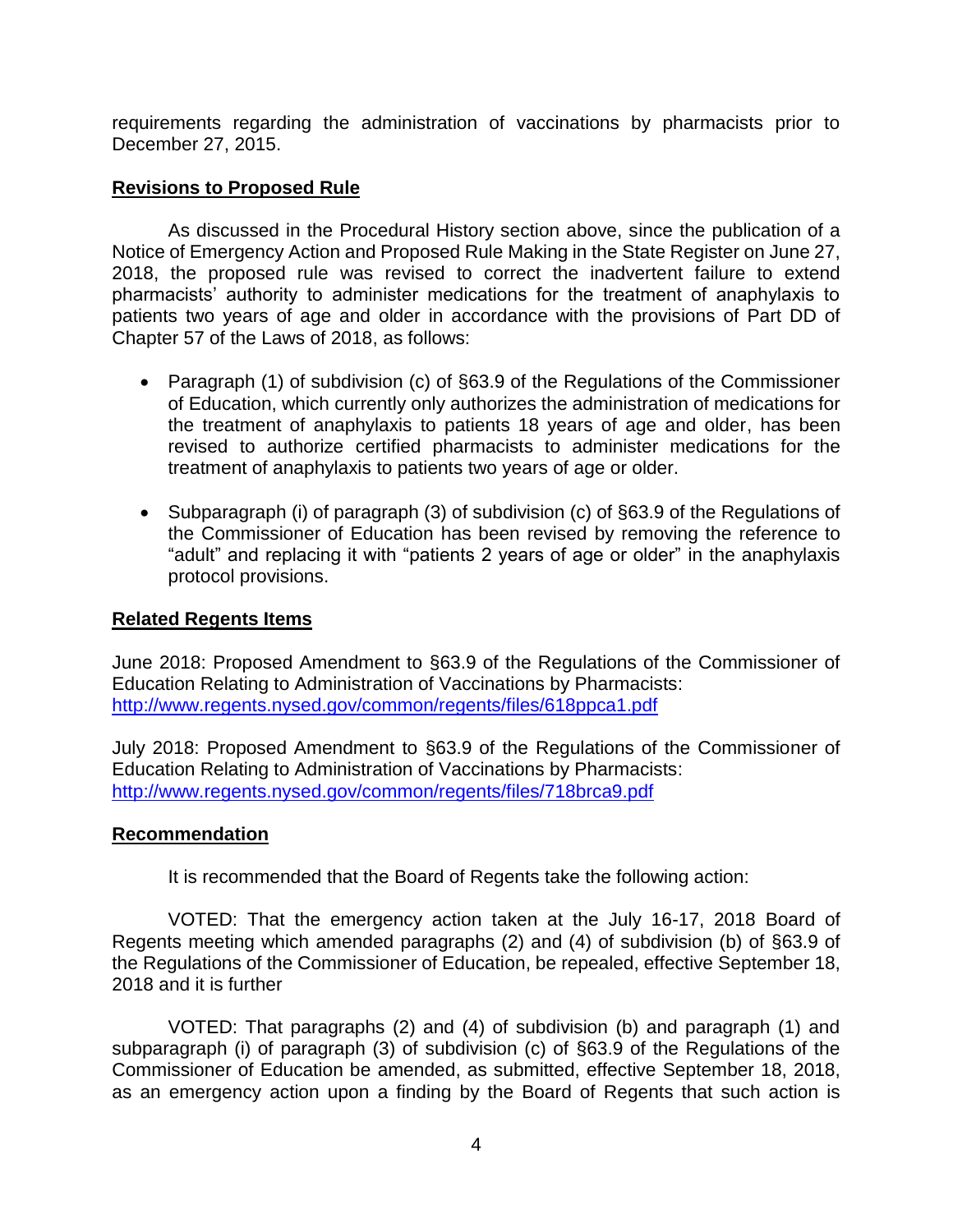requirements regarding the administration of vaccinations by pharmacists prior to December 27, 2015.

**Revisions to Proposed Rule**

As discussed in the Procedural History section above, since the publication of a Notice of Emergency Action and Proposed Rule Making in the State Register on June 27, 2018, the proposed rule was revised to correct the inadvertent failure to extend pharmacists' authority to administer medications for the treatment of anaphylaxis to patients two years of age and older in accordance with the provisions of Part DD of Chapter 57 of the Laws of 2018, as follows:

- Paragraph (1) of subdivision (c) of §63.9 of the Regulations of the Commissioner of Education, which currently only authorizes the administration of medications for the treatment of anaphylaxis to patients 18 years of age and older, has been revised to authorize certified pharmacists to administer medications for the treatment of anaphylaxis to patients two years of age or older.

- Subparagraph (i) of paragraph (3) of subdivision (c) of §63.9 of the Regulations of the Commissioner of Education has been revised by removing the reference to "adult" and replacing it with "patients 2 years of age or older" in the anaphylaxis protocol provisions.

**Related Regents Items**

June 2018: Proposed Amendment to §63.9 of the Regulations of the Commissioner of Education Relating to Administration of Vaccinations by Pharmacists:
http://www.regents.nysed.gov/common/regents/files/618ppca1.pdf

July 2018: Proposed Amendment to §63.9 of the Regulations of the Commissioner of Education Relating to Administration of Vaccinations by Pharmacists:
http://www.regents.nysed.gov/common/regents/files/718brca9.pdf

**Recommendation**

It is recommended that the Board of Regents take the following action:

VOTED: That the emergency action taken at the July 16-17, 2018 Board of Regents meeting which amended paragraphs (2) and (4) of subdivision (b) of §63.9 of the Regulations of the Commissioner of Education, be repealed, effective September 18, 2018 and it is further

VOTED: That paragraphs (2) and (4) of subdivision (b) and paragraph (1) and subparagraph (i) of paragraph (3) of subdivision (c) of §63.9 of the Regulations of the Commissioner of Education be amended, as submitted, effective September 18, 2018, as an emergency action upon a finding by the Board of Regents that such action is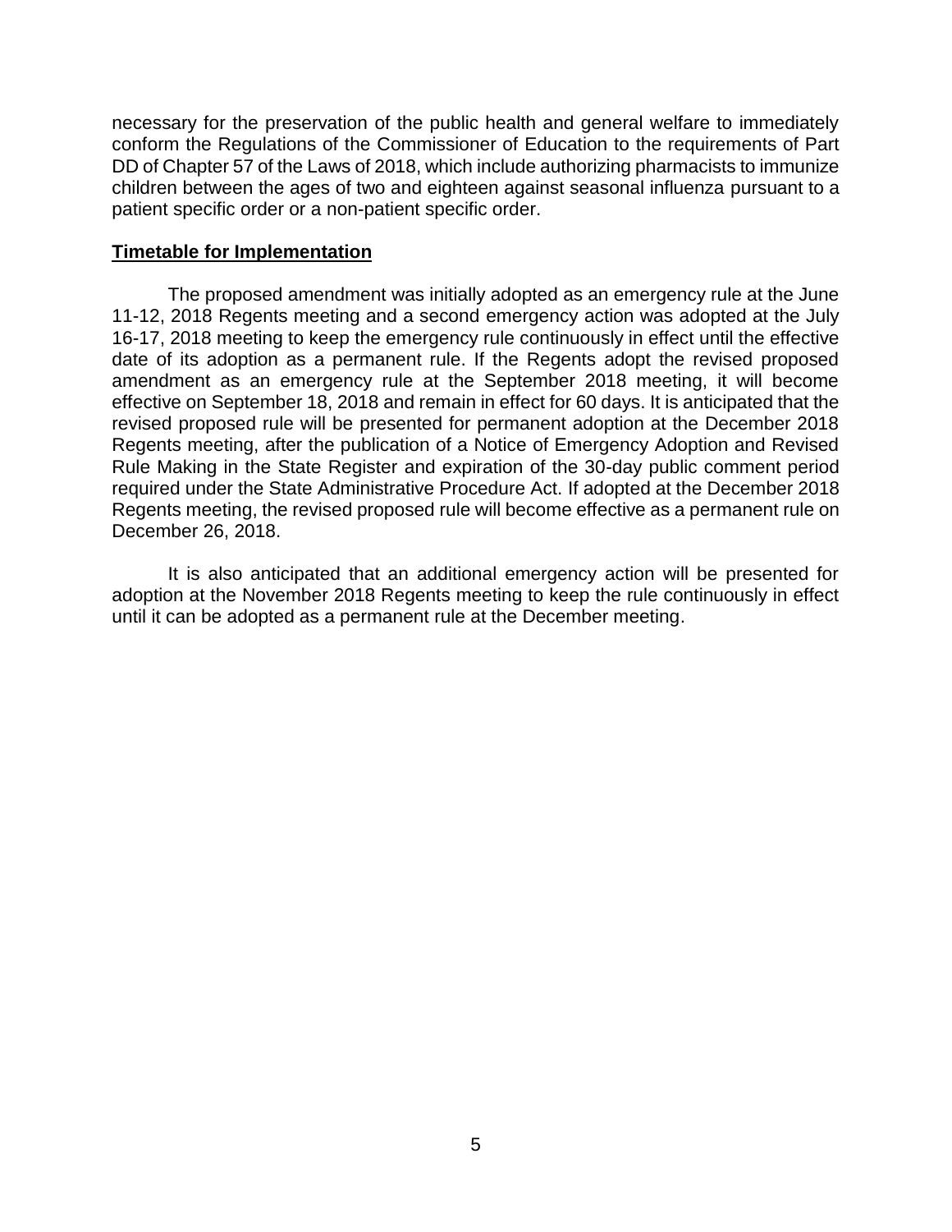necessary for the preservation of the public health and general welfare to immediately conform the Regulations of the Commissioner of Education to the requirements of Part DD of Chapter 57 of the Laws of 2018, which include authorizing pharmacists to immunize children between the ages of two and eighteen against seasonal influenza pursuant to a patient specific order or a non-patient specific order.

**Timetable for Implementation**

The proposed amendment was initially adopted as an emergency rule at the June 11-12, 2018 Regents meeting and a second emergency action was adopted at the July 16-17, 2018 meeting to keep the emergency rule continuously in effect until the effective date of its adoption as a permanent rule. If the Regents adopt the revised proposed amendment as an emergency rule at the September 2018 meeting, it will become effective on September 18, 2018 and remain in effect for 60 days. It is anticipated that the revised proposed rule will be presented for permanent adoption at the December 2018 Regents meeting, after the publication of a Notice of Emergency Adoption and Revised Rule Making in the State Register and expiration of the 30-day public comment period required under the State Administrative Procedure Act. If adopted at the December 2018 Regents meeting, the revised proposed rule will become effective as a permanent rule on December 26, 2018.

It is also anticipated that an additional emergency action will be presented for adoption at the November 2018 Regents meeting to keep the rule continuously in effect until it can be adopted as a permanent rule at the December meeting.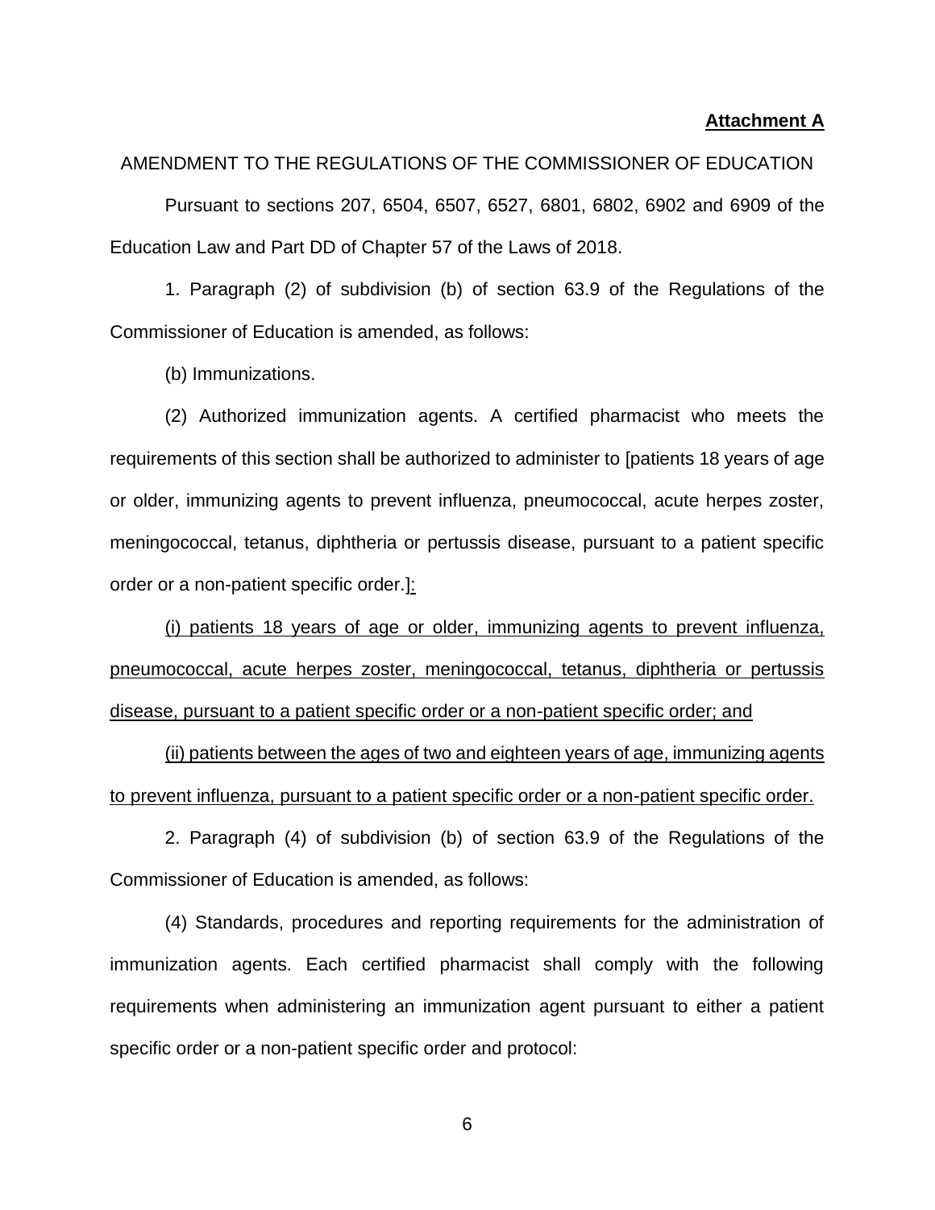**Attachment A**

AMENDMENT TO THE REGULATIONS OF THE COMMISSIONER OF EDUCATION

Pursuant to sections 207, 6504, 6507, 6527, 6801, 6802, 6902 and 6909 of the Education Law and Part DD of Chapter 57 of the Laws of 2018.

1. Paragraph (2) of subdivision (b) of section 63.9 of the Regulations of the Commissioner of Education is amended, as follows:

(b) Immunizations.

(2) Authorized immunization agents. A certified pharmacist who meets the requirements of this section shall be authorized to administer to [patients 18 years of age or older, immunizing agents to prevent influenza, pneumococcal, acute herpes zoster, meningococcal, tetanus, diphtheria or pertussis disease, pursuant to a patient specific order or a non-patient specific order.]<u>:</u>

<u>(i) patients 18 years of age or older, immunizing agents to prevent influenza, pneumococcal, acute herpes zoster, meningococcal, tetanus, diphtheria or pertussis disease, pursuant to a patient specific order or a non-patient specific order; and</u>

<u>(ii) patients between the ages of two and eighteen years of age, immunizing agents to prevent influenza, pursuant to a patient specific order or a non-patient specific order.</u>

2. Paragraph (4) of subdivision (b) of section 63.9 of the Regulations of the Commissioner of Education is amended, as follows:

(4) Standards, procedures and reporting requirements for the administration of immunization agents. Each certified pharmacist shall comply with the following requirements when administering an immunization agent pursuant to either a patient specific order or a non-patient specific order and protocol: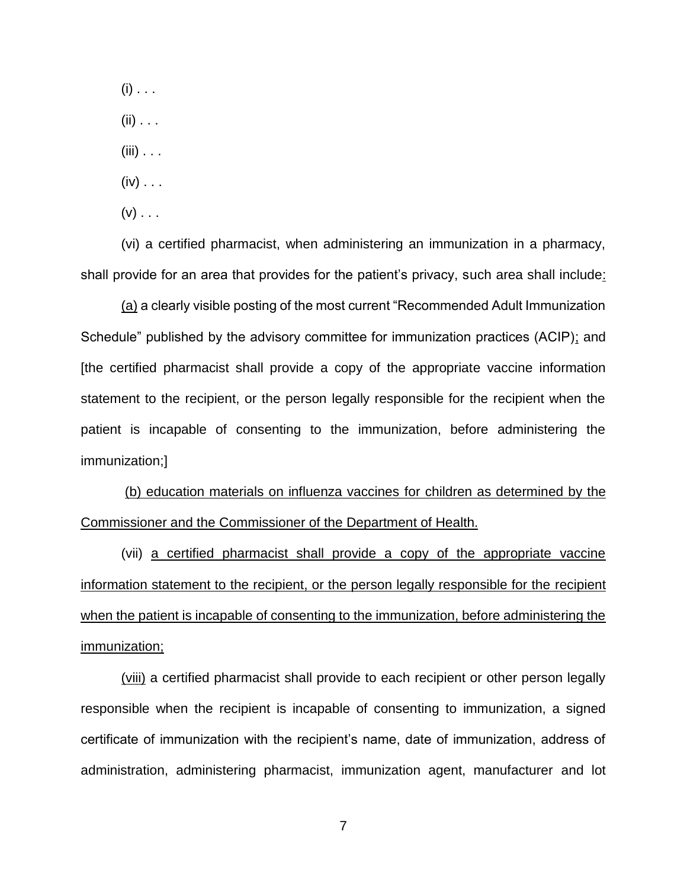(i) . . .

(ii) . . .

(iii) . . .

(iv) . . .

(v) . . .

(vi) a certified pharmacist, when administering an immunization in a pharmacy, shall provide for an area that provides for the patient's privacy, such area shall include<u>:</u>

<u>(a)</u> a clearly visible posting of the most current "Recommended Adult Immunization Schedule" published by the advisory committee for immunization practices (ACIP)<u>;</u> and [the certified pharmacist shall provide a copy of the appropriate vaccine information statement to the recipient, or the person legally responsible for the recipient when the patient is incapable of consenting to the immunization, before administering the immunization;]

<u>(b) education materials on influenza vaccines for children as determined by the Commissioner and the Commissioner of the Department of Health.</u>

(vii) <u>a certified pharmacist shall provide a copy of the appropriate vaccine information statement to the recipient, or the person legally responsible for the recipient when the patient is incapable of consenting to the immunization, before administering the immunization;</u>

<u>(viii)</u> a certified pharmacist shall provide to each recipient or other person legally responsible when the recipient is incapable of consenting to immunization, a signed certificate of immunization with the recipient's name, date of immunization, address of administration, administering pharmacist, immunization agent, manufacturer and lot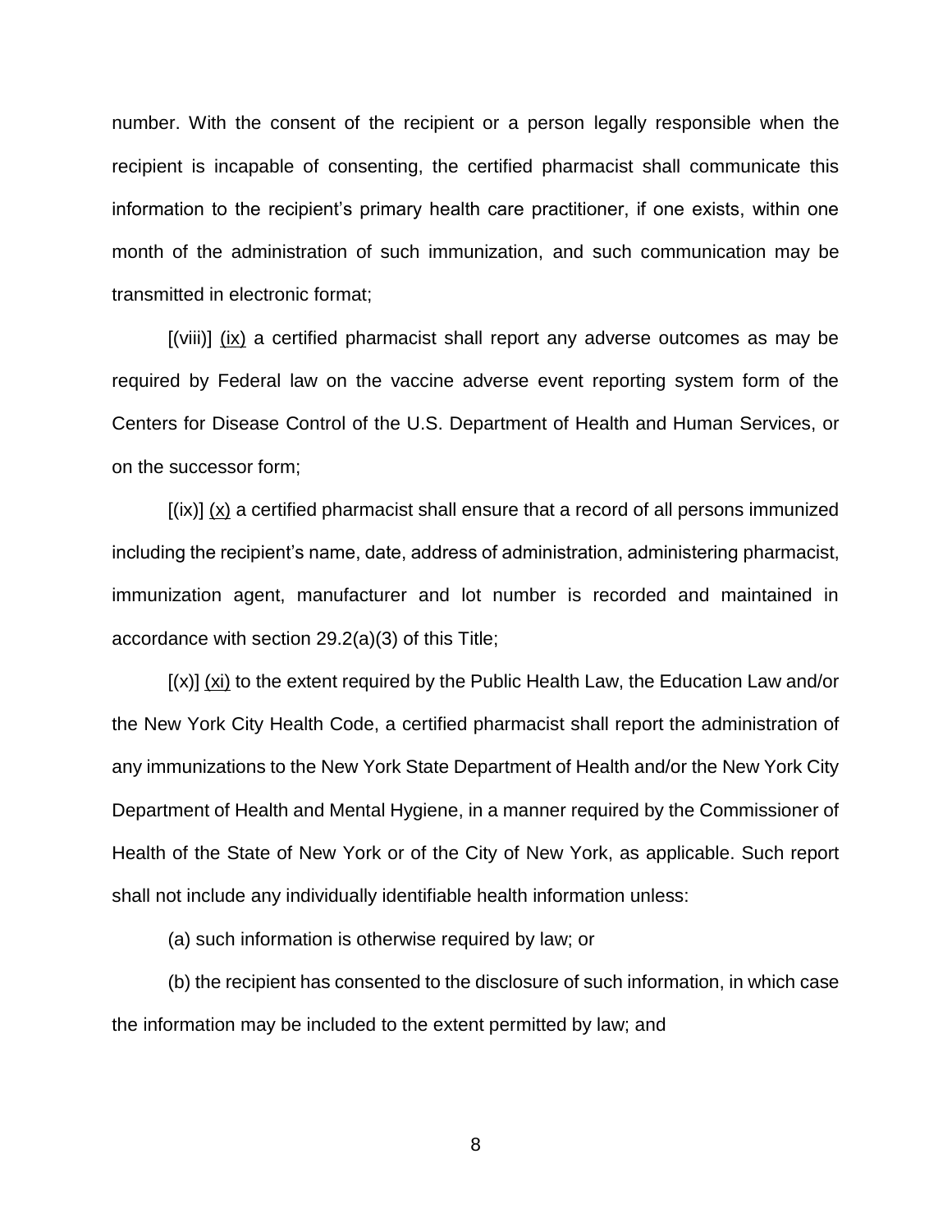number. With the consent of the recipient or a person legally responsible when the recipient is incapable of consenting, the certified pharmacist shall communicate this information to the recipient's primary health care practitioner, if one exists, within one month of the administration of such immunization, and such communication may be transmitted in electronic format;

[(viii)] <u>(ix)</u> a certified pharmacist shall report any adverse outcomes as may be required by Federal law on the vaccine adverse event reporting system form of the Centers for Disease Control of the U.S. Department of Health and Human Services, or on the successor form;

[(ix)] <u>(x)</u> a certified pharmacist shall ensure that a record of all persons immunized including the recipient's name, date, address of administration, administering pharmacist, immunization agent, manufacturer and lot number is recorded and maintained in accordance with section 29.2(a)(3) of this Title;

[(x)] <u>(xi)</u> to the extent required by the Public Health Law, the Education Law and/or the New York City Health Code, a certified pharmacist shall report the administration of any immunizations to the New York State Department of Health and/or the New York City Department of Health and Mental Hygiene, in a manner required by the Commissioner of Health of the State of New York or of the City of New York, as applicable. Such report shall not include any individually identifiable health information unless:

(a) such information is otherwise required by law; or

(b) the recipient has consented to the disclosure of such information, in which case the information may be included to the extent permitted by law; and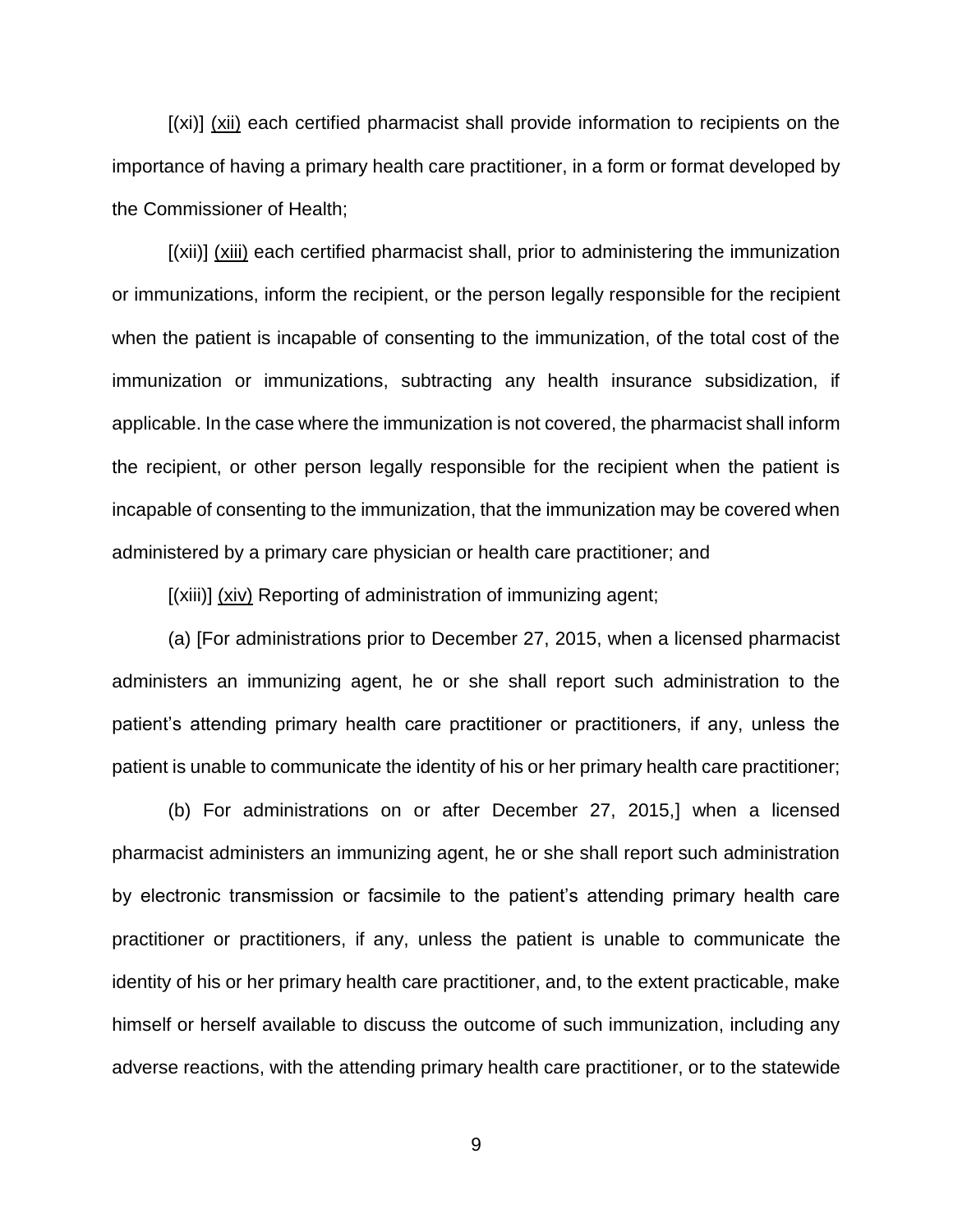[(xi)] <u>(xii)</u> each certified pharmacist shall provide information to recipients on the importance of having a primary health care practitioner, in a form or format developed by the Commissioner of Health;

[(xii)] <u>(xiii)</u> each certified pharmacist shall, prior to administering the immunization or immunizations, inform the recipient, or the person legally responsible for the recipient when the patient is incapable of consenting to the immunization, of the total cost of the immunization or immunizations, subtracting any health insurance subsidization, if applicable. In the case where the immunization is not covered, the pharmacist shall inform the recipient, or other person legally responsible for the recipient when the patient is incapable of consenting to the immunization, that the immunization may be covered when administered by a primary care physician or health care practitioner; and

[(xiii)] <u>(xiv)</u> Reporting of administration of immunizing agent;

(a) [For administrations prior to December 27, 2015, when a licensed pharmacist administers an immunizing agent, he or she shall report such administration to the patient's attending primary health care practitioner or practitioners, if any, unless the patient is unable to communicate the identity of his or her primary health care practitioner;

(b) For administrations on or after December 27, 2015,] when a licensed pharmacist administers an immunizing agent, he or she shall report such administration by electronic transmission or facsimile to the patient's attending primary health care practitioner or practitioners, if any, unless the patient is unable to communicate the identity of his or her primary health care practitioner, and, to the extent practicable, make himself or herself available to discuss the outcome of such immunization, including any adverse reactions, with the attending primary health care practitioner, or to the statewide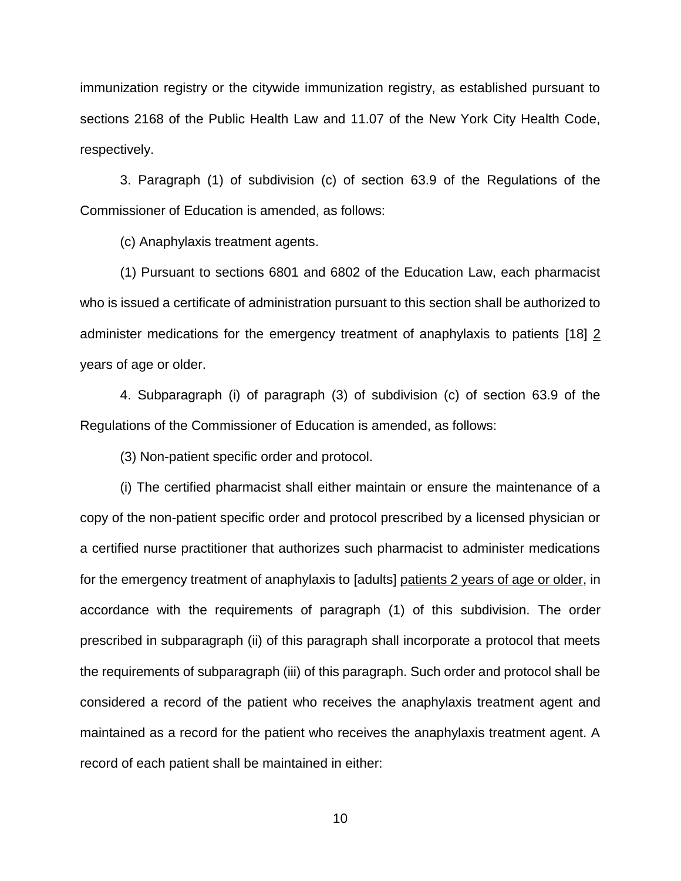immunization registry or the citywide immunization registry, as established pursuant to sections 2168 of the Public Health Law and 11.07 of the New York City Health Code, respectively.

3. Paragraph (1) of subdivision (c) of section 63.9 of the Regulations of the Commissioner of Education is amended, as follows:

(c) Anaphylaxis treatment agents.

(1) Pursuant to sections 6801 and 6802 of the Education Law, each pharmacist who is issued a certificate of administration pursuant to this section shall be authorized to administer medications for the emergency treatment of anaphylaxis to patients [18] <u>2</u> years of age or older.

4. Subparagraph (i) of paragraph (3) of subdivision (c) of section 63.9 of the Regulations of the Commissioner of Education is amended, as follows:

(3) Non-patient specific order and protocol.

(i) The certified pharmacist shall either maintain or ensure the maintenance of a copy of the non-patient specific order and protocol prescribed by a licensed physician or a certified nurse practitioner that authorizes such pharmacist to administer medications for the emergency treatment of anaphylaxis to [adults] <u>patients 2 years of age or older</u>, in accordance with the requirements of paragraph (1) of this subdivision. The order prescribed in subparagraph (ii) of this paragraph shall incorporate a protocol that meets the requirements of subparagraph (iii) of this paragraph. Such order and protocol shall be considered a record of the patient who receives the anaphylaxis treatment agent and maintained as a record for the patient who receives the anaphylaxis treatment agent. A record of each patient shall be maintained in either: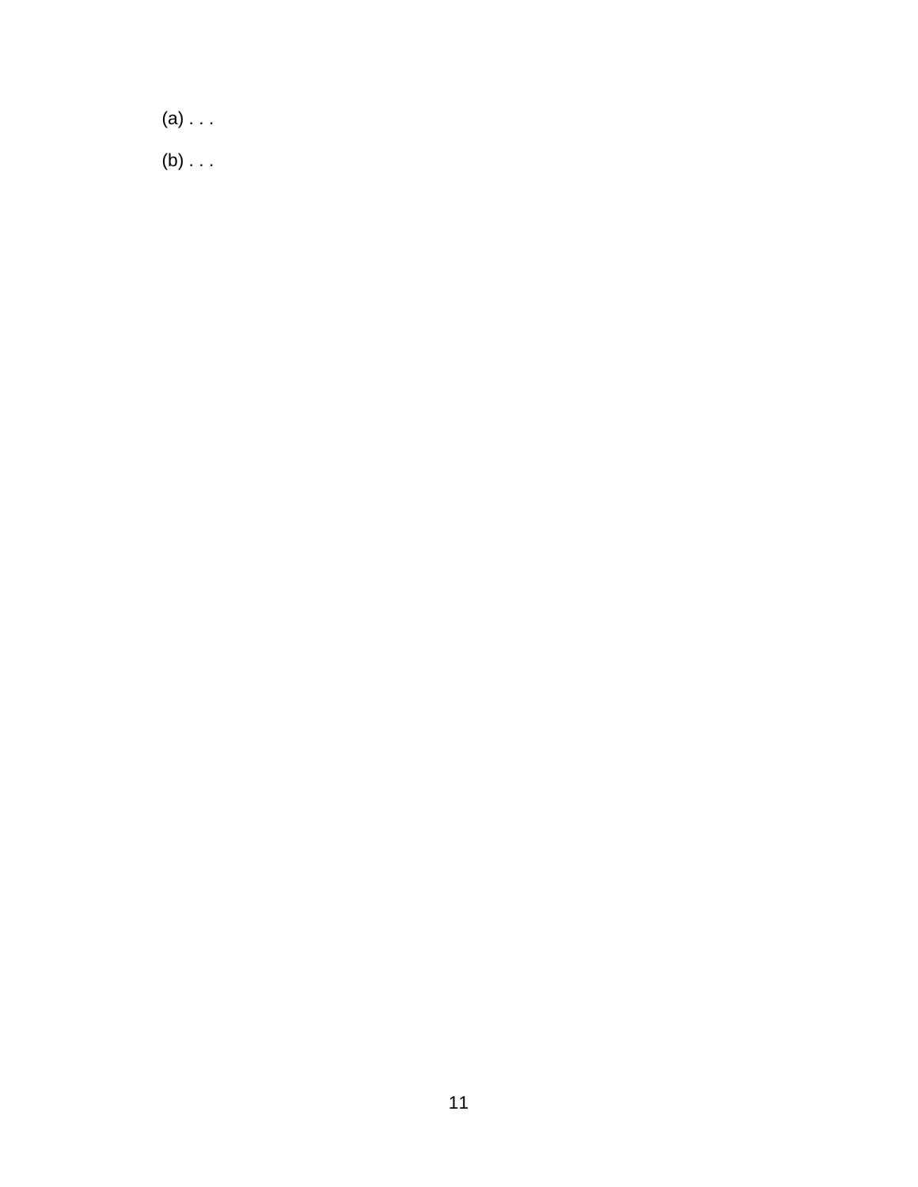(a) . . .

(b) . . .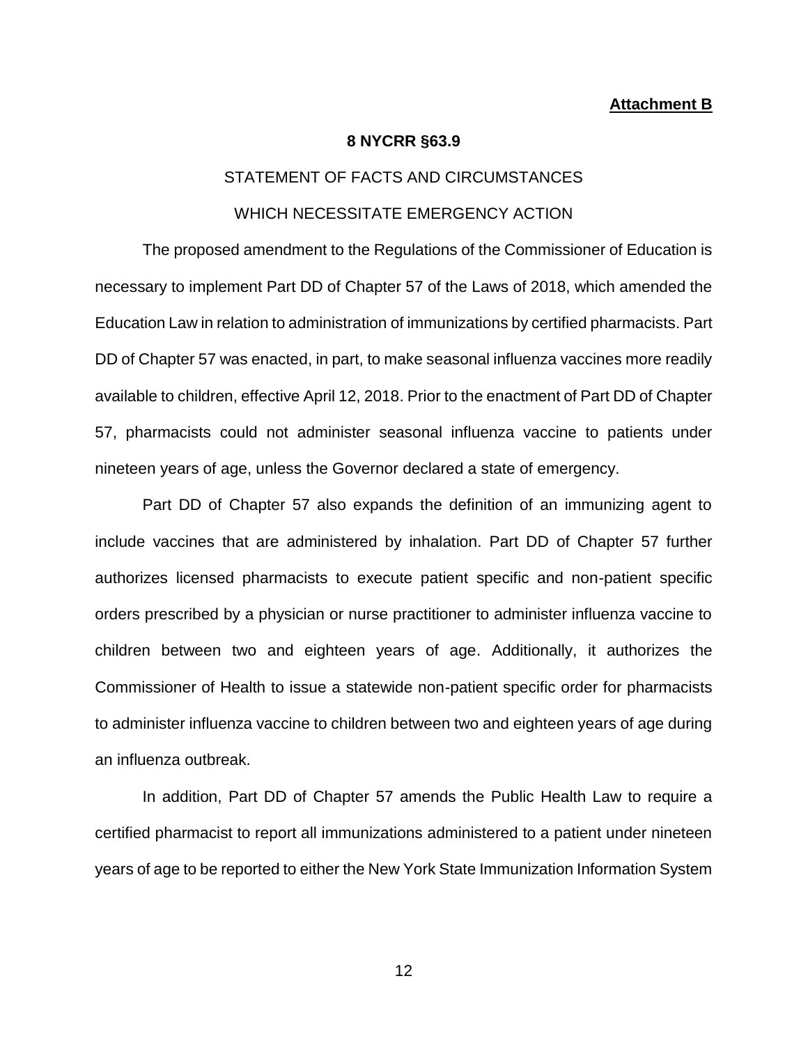**Attachment B**

**8 NYCRR §63.9**

STATEMENT OF FACTS AND CIRCUMSTANCES

WHICH NECESSITATE EMERGENCY ACTION

The proposed amendment to the Regulations of the Commissioner of Education is necessary to implement Part DD of Chapter 57 of the Laws of 2018, which amended the Education Law in relation to administration of immunizations by certified pharmacists. Part DD of Chapter 57 was enacted, in part, to make seasonal influenza vaccines more readily available to children, effective April 12, 2018. Prior to the enactment of Part DD of Chapter 57, pharmacists could not administer seasonal influenza vaccine to patients under nineteen years of age, unless the Governor declared a state of emergency.

Part DD of Chapter 57 also expands the definition of an immunizing agent to include vaccines that are administered by inhalation. Part DD of Chapter 57 further authorizes licensed pharmacists to execute patient specific and non-patient specific orders prescribed by a physician or nurse practitioner to administer influenza vaccine to children between two and eighteen years of age. Additionally, it authorizes the Commissioner of Health to issue a statewide non-patient specific order for pharmacists to administer influenza vaccine to children between two and eighteen years of age during an influenza outbreak.

In addition, Part DD of Chapter 57 amends the Public Health Law to require a certified pharmacist to report all immunizations administered to a patient under nineteen years of age to be reported to either the New York State Immunization Information System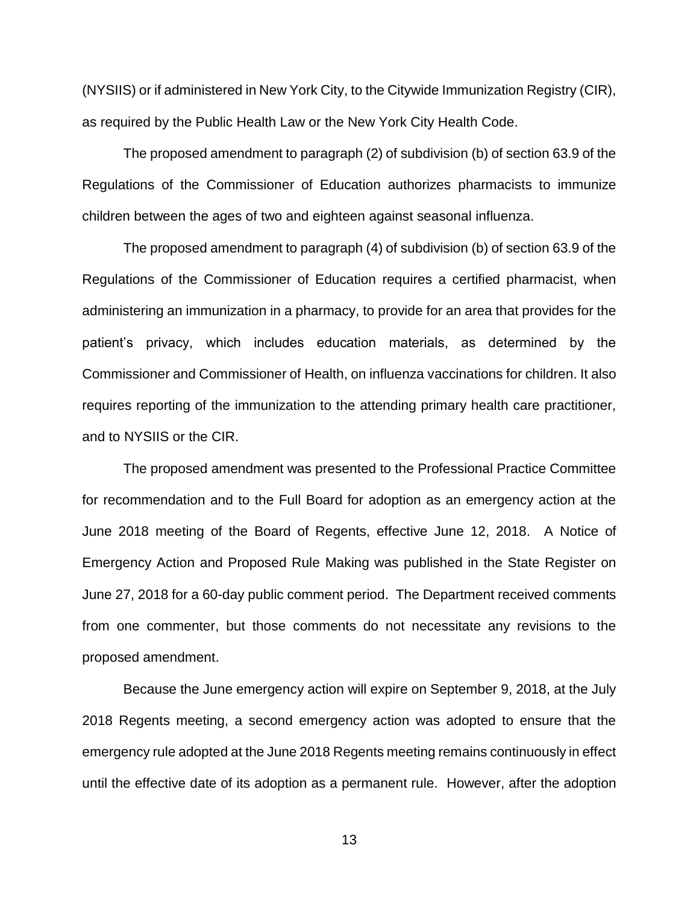(NYSIIS) or if administered in New York City, to the Citywide Immunization Registry (CIR), as required by the Public Health Law or the New York City Health Code.

The proposed amendment to paragraph (2) of subdivision (b) of section 63.9 of the Regulations of the Commissioner of Education authorizes pharmacists to immunize children between the ages of two and eighteen against seasonal influenza.

The proposed amendment to paragraph (4) of subdivision (b) of section 63.9 of the Regulations of the Commissioner of Education requires a certified pharmacist, when administering an immunization in a pharmacy, to provide for an area that provides for the patient's privacy, which includes education materials, as determined by the Commissioner and Commissioner of Health, on influenza vaccinations for children. It also requires reporting of the immunization to the attending primary health care practitioner, and to NYSIIS or the CIR.

The proposed amendment was presented to the Professional Practice Committee for recommendation and to the Full Board for adoption as an emergency action at the June 2018 meeting of the Board of Regents, effective June 12, 2018. A Notice of Emergency Action and Proposed Rule Making was published in the State Register on June 27, 2018 for a 60-day public comment period. The Department received comments from one commenter, but those comments do not necessitate any revisions to the proposed amendment.

Because the June emergency action will expire on September 9, 2018, at the July 2018 Regents meeting, a second emergency action was adopted to ensure that the emergency rule adopted at the June 2018 Regents meeting remains continuously in effect until the effective date of its adoption as a permanent rule. However, after the adoption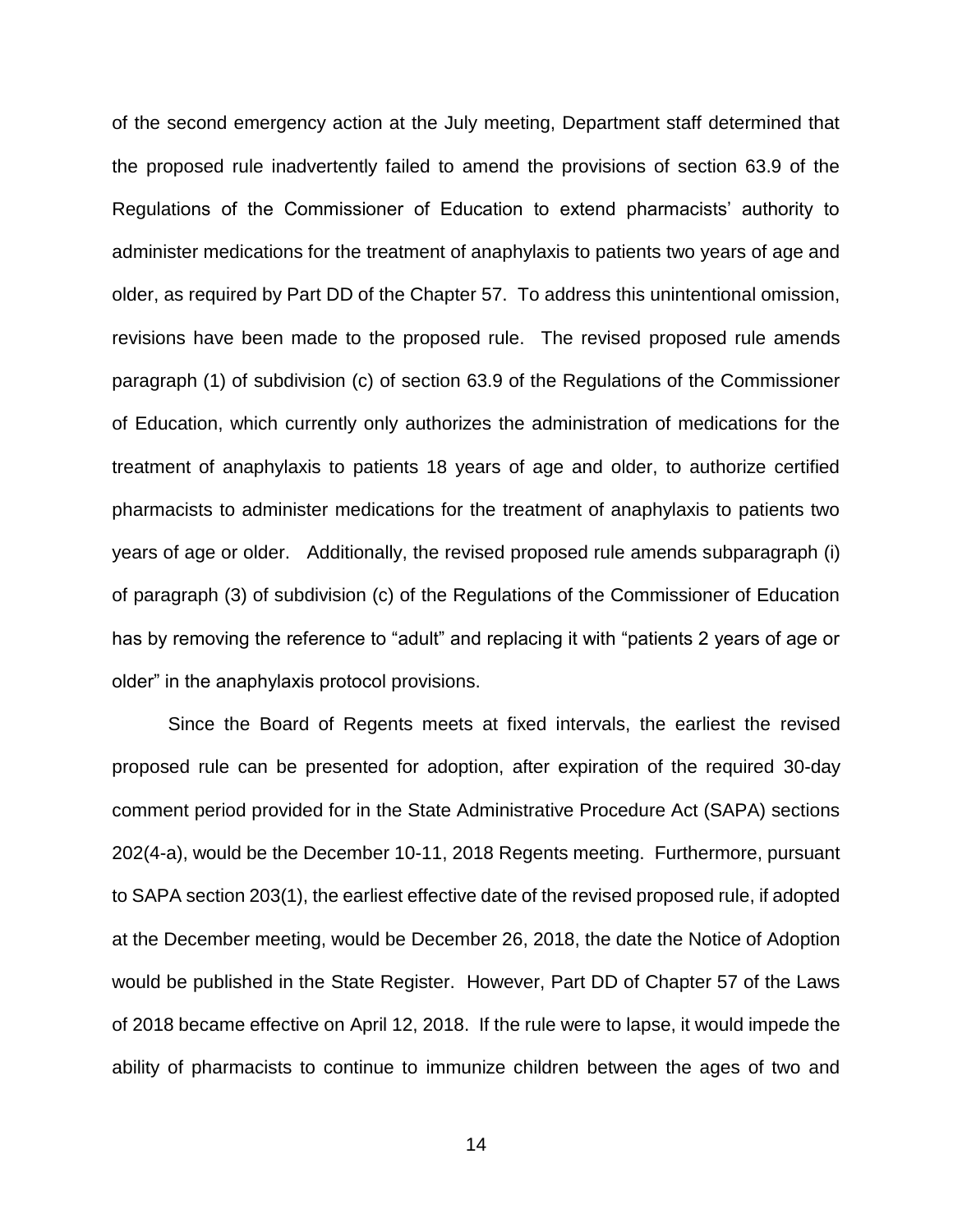of the second emergency action at the July meeting, Department staff determined that the proposed rule inadvertently failed to amend the provisions of section 63.9 of the Regulations of the Commissioner of Education to extend pharmacists' authority to administer medications for the treatment of anaphylaxis to patients two years of age and older, as required by Part DD of the Chapter 57. To address this unintentional omission, revisions have been made to the proposed rule. The revised proposed rule amends paragraph (1) of subdivision (c) of section 63.9 of the Regulations of the Commissioner of Education, which currently only authorizes the administration of medications for the treatment of anaphylaxis to patients 18 years of age and older, to authorize certified pharmacists to administer medications for the treatment of anaphylaxis to patients two years of age or older. Additionally, the revised proposed rule amends subparagraph (i) of paragraph (3) of subdivision (c) of the Regulations of the Commissioner of Education has by removing the reference to "adult" and replacing it with "patients 2 years of age or older" in the anaphylaxis protocol provisions.

Since the Board of Regents meets at fixed intervals, the earliest the revised proposed rule can be presented for adoption, after expiration of the required 30-day comment period provided for in the State Administrative Procedure Act (SAPA) sections 202(4-a), would be the December 10-11, 2018 Regents meeting. Furthermore, pursuant to SAPA section 203(1), the earliest effective date of the revised proposed rule, if adopted at the December meeting, would be December 26, 2018, the date the Notice of Adoption would be published in the State Register. However, Part DD of Chapter 57 of the Laws of 2018 became effective on April 12, 2018. If the rule were to lapse, it would impede the ability of pharmacists to continue to immunize children between the ages of two and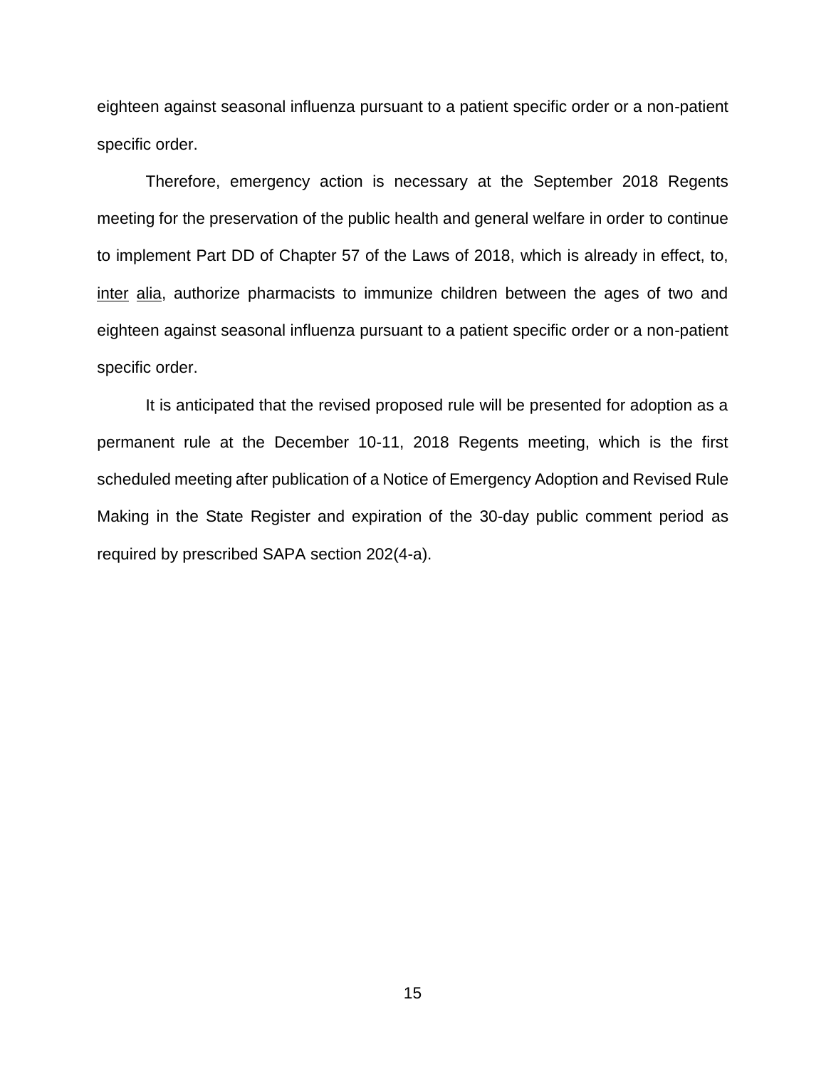eighteen against seasonal influenza pursuant to a patient specific order or a non-patient specific order.

Therefore, emergency action is necessary at the September 2018 Regents meeting for the preservation of the public health and general welfare in order to continue to implement Part DD of Chapter 57 of the Laws of 2018, which is already in effect, to, inter alia, authorize pharmacists to immunize children between the ages of two and eighteen against seasonal influenza pursuant to a patient specific order or a non-patient specific order.

It is anticipated that the revised proposed rule will be presented for adoption as a permanent rule at the December 10-11, 2018 Regents meeting, which is the first scheduled meeting after publication of a Notice of Emergency Adoption and Revised Rule Making in the State Register and expiration of the 30-day public comment period as required by prescribed SAPA section 202(4-a).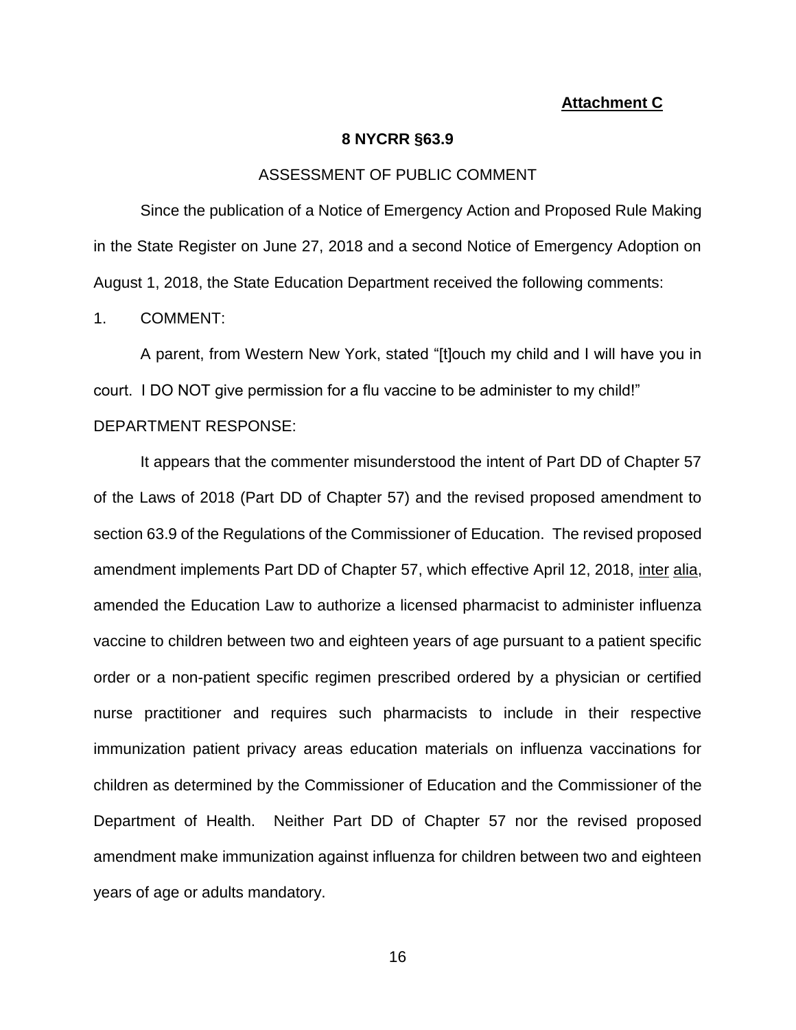**Attachment C**

**8 NYCRR §63.9**

ASSESSMENT OF PUBLIC COMMENT

Since the publication of a Notice of Emergency Action and Proposed Rule Making in the State Register on June 27, 2018 and a second Notice of Emergency Adoption on August 1, 2018, the State Education Department received the following comments:

1. COMMENT:

A parent, from Western New York, stated "[t]ouch my child and I will have you in court. I DO NOT give permission for a flu vaccine to be administer to my child!"

DEPARTMENT RESPONSE:

It appears that the commenter misunderstood the intent of Part DD of Chapter 57 of the Laws of 2018 (Part DD of Chapter 57) and the revised proposed amendment to section 63.9 of the Regulations of the Commissioner of Education. The revised proposed amendment implements Part DD of Chapter 57, which effective April 12, 2018, inter alia, amended the Education Law to authorize a licensed pharmacist to administer influenza vaccine to children between two and eighteen years of age pursuant to a patient specific order or a non-patient specific regimen prescribed ordered by a physician or certified nurse practitioner and requires such pharmacists to include in their respective immunization patient privacy areas education materials on influenza vaccinations for children as determined by the Commissioner of Education and the Commissioner of the Department of Health. Neither Part DD of Chapter 57 nor the revised proposed amendment make immunization against influenza for children between two and eighteen years of age or adults mandatory.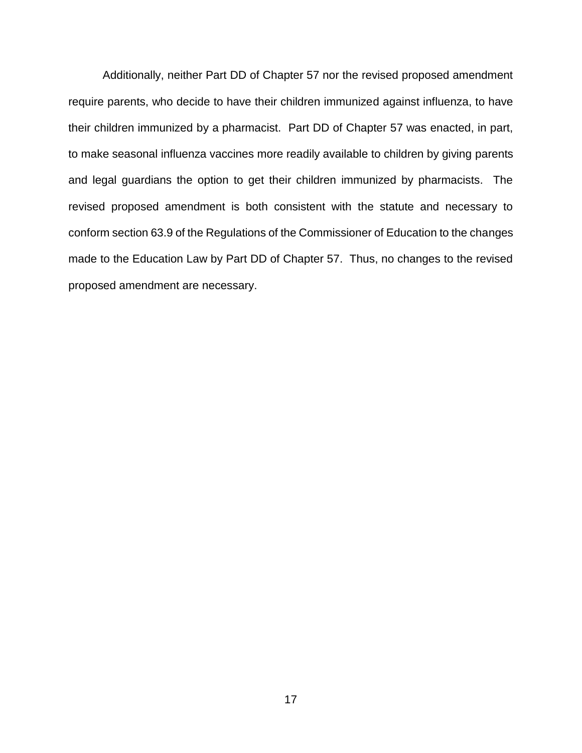Additionally, neither Part DD of Chapter 57 nor the revised proposed amendment require parents, who decide to have their children immunized against influenza, to have their children immunized by a pharmacist. Part DD of Chapter 57 was enacted, in part, to make seasonal influenza vaccines more readily available to children by giving parents and legal guardians the option to get their children immunized by pharmacists. The revised proposed amendment is both consistent with the statute and necessary to conform section 63.9 of the Regulations of the Commissioner of Education to the changes made to the Education Law by Part DD of Chapter 57. Thus, no changes to the revised proposed amendment are necessary.